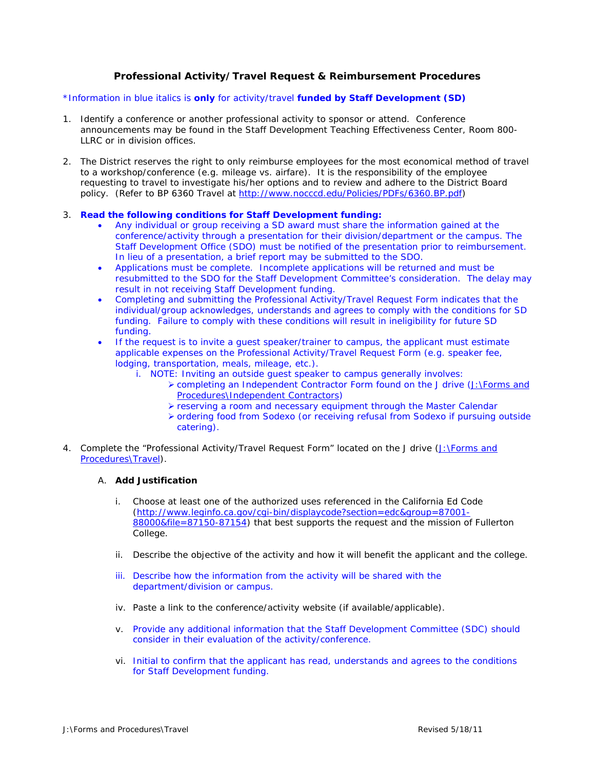# Professional Activity/Travel Request & Reimbursement Procedures

*\*Information in blue italics is **only** for activity/travel **funded by Staff Development (SD)***

1. Identify a conference or another professional activity to sponsor or attend. Conference announcements may be found in the Staff Development Teaching Effectiveness Center, Room 800-LLRC or in division offices.

2. The District reserves the right to only reimburse employees for the most economical method of travel to a workshop/conference (e.g. mileage vs. airfare). It is the responsibility of the employee requesting to travel to investigate his/her options and to review and adhere to the District Board policy. (Refer to BP 6360 Travel at [http://www.nocccd.edu/Policies/PDFs/6360.BP.pdf](http://www.nocccd.edu/Policies/PDFs/6360.BP.pdf))

3. **Read the following conditions for Staff Development funding:**
   - Any individual or group receiving a SD award must share the information gained at the conference/activity through a presentation for their division/department or the campus. The Staff Development Office (SDO) must be notified of the presentation prior to reimbursement. In lieu of a presentation, a brief report may be submitted to the SDO.
   - Applications must be complete. Incomplete applications will be returned and must be resubmitted to the SDO for the Staff Development Committee's consideration. The delay may result in not receiving Staff Development funding.
   - Completing and submitting the Professional Activity/Travel Request Form indicates that the individual/group acknowledges, understands and agrees to comply with the conditions for SD funding. Failure to comply with these conditions will result in ineligibility for future SD funding.
   - If the request is to invite a guest speaker/trainer to campus, the applicant must estimate applicable expenses on the Professional Activity/Travel Request Form (e.g. speaker fee, lodging, transportation, meals, mileage, etc.).
     - i. NOTE: Inviting an outside guest speaker to campus generally involves:
       - completing an Independent Contractor Form found on the J drive (J:\Forms and Procedures\Independent Contractors)
       - reserving a room and necessary equipment through the Master Calendar
       - ordering food from Sodexo (or receiving refusal from Sodexo if pursuing outside catering).

4. Complete the "Professional Activity/Travel Request Form" located on the J drive (J:\Forms and Procedures\Travel).

   A. **Add Justification**

      i. Choose at least one of the authorized uses referenced in the California Ed Code ([http://www.leginfo.ca.gov/cgi-bin/displaycode?section=edc&group=87001-88000&file=87150-87154](http://www.leginfo.ca.gov/cgi-bin/displaycode?section=edc&group=87001-88000&file=87150-87154)) that best supports the request and the mission of Fullerton College.

      ii. Describe the objective of the activity and how it will benefit the applicant and the college.

      iii. Describe how the information from the activity will be shared with the department/division or campus.

      iv. Paste a link to the conference/activity website (if available/applicable).

      v. Provide any additional information that the Staff Development Committee (SDC) should consider in their evaluation of the activity/conference.

      vi. Initial to confirm that the applicant has read, understands and agrees to the conditions for Staff Development funding.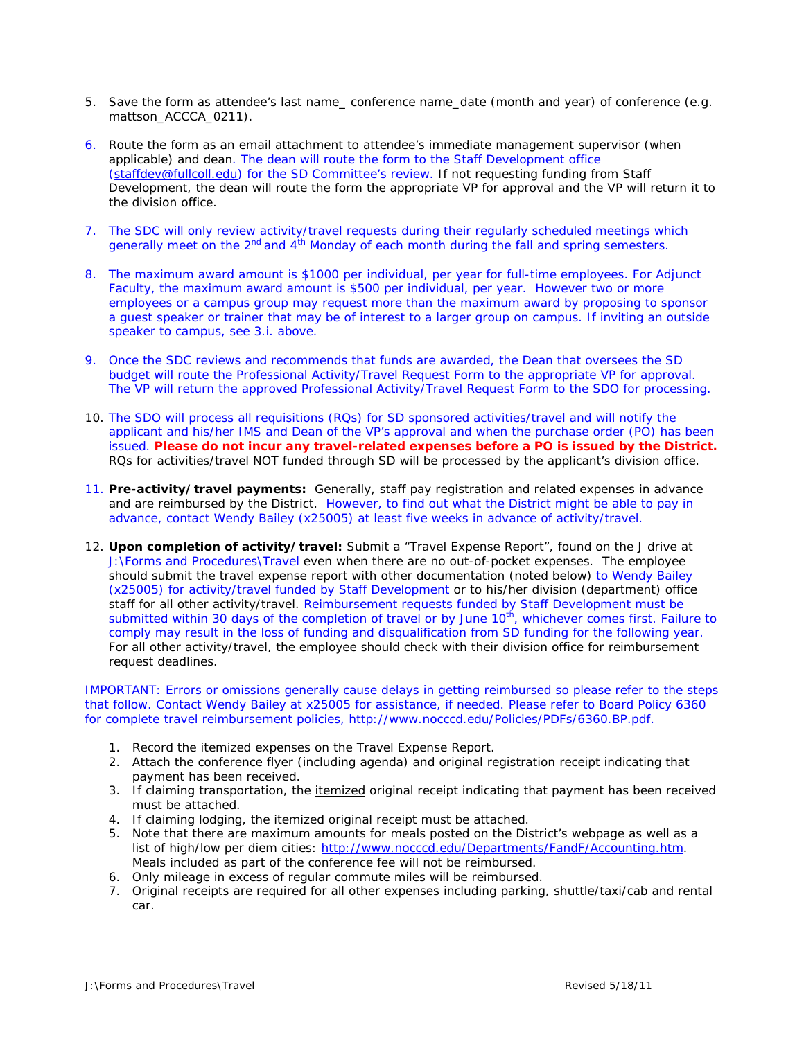5. Save the form as attendee's last name_ conference name_date (month and year) of conference (e.g. mattson_ACCCA_0211).

6. Route the form as an email attachment to attendee's immediate management supervisor (when applicable) and dean. The dean will route the form to the Staff Development office (staffdev@fullcoll.edu) for the SD Committee's review. If not requesting funding from Staff Development, the dean will route the form the appropriate VP for approval and the VP will return it to the division office.

7. The SDC will only review activity/travel requests during their regularly scheduled meetings which generally meet on the 2nd and 4th Monday of each month during the fall and spring semesters.

8. The maximum award amount is $1000 per individual, per year for full-time employees. For Adjunct Faculty, the maximum award amount is $500 per individual, per year. However two or more employees or a campus group may request more than the maximum award by proposing to sponsor a guest speaker or trainer that may be of interest to a larger group on campus. If inviting an outside speaker to campus, see 3.i. above.

9. Once the SDC reviews and recommends that funds are awarded, the Dean that oversees the SD budget will route the Professional Activity/Travel Request Form to the appropriate VP for approval. The VP will return the approved Professional Activity/Travel Request Form to the SDO for processing.

10. The SDO will process all requisitions (RQs) for SD sponsored activities/travel and will notify the applicant and his/her IMS and Dean of the VP's approval and when the purchase order (PO) has been issued. **Please do not incur any travel-related expenses before a PO is issued by the District.** RQs for activities/travel NOT funded through SD will be processed by the applicant's division office.

11. **Pre-activity/travel payments:** Generally, staff pay registration and related expenses in advance and are reimbursed by the District. However, to find out what the District might be able to pay in advance, contact Wendy Bailey (x25005) at least five weeks in advance of activity/travel.

12. **Upon completion of activity/travel:** Submit a "Travel Expense Report", found on the J drive at J:\Forms and Procedures\Travel even when there are no out-of-pocket expenses. The employee should submit the travel expense report with other documentation (noted below) to Wendy Bailey (x25005) for activity/travel funded by Staff Development or to his/her division (department) office staff for all other activity/travel. Reimbursement requests funded by Staff Development must be submitted within 30 days of the completion of travel or by June 10th, whichever comes first. Failure to comply may result in the loss of funding and disqualification from SD funding for the following year. For all other activity/travel, the employee should check with their division office for reimbursement request deadlines.

IMPORTANT: Errors or omissions generally cause delays in getting reimbursed so please refer to the steps that follow. Contact Wendy Bailey at x25005 for assistance, if needed. Please refer to Board Policy 6360 for complete travel reimbursement policies, http://www.nocccd.edu/Policies/PDFs/6360.BP.pdf.

1. Record the itemized expenses on the Travel Expense Report.
2. Attach the conference flyer (including agenda) and original registration receipt indicating that payment has been received.
3. If claiming transportation, the itemized original receipt indicating that payment has been received must be attached.
4. If claiming lodging, the itemized original receipt must be attached.
5. Note that there are maximum amounts for meals posted on the District's webpage as well as a list of high/low per diem cities: http://www.nocccd.edu/Departments/FandF/Accounting.htm. Meals included as part of the conference fee will not be reimbursed.
6. Only mileage in excess of regular commute miles will be reimbursed.
7. Original receipts are required for all other expenses including parking, shuttle/taxi/cab and rental car.